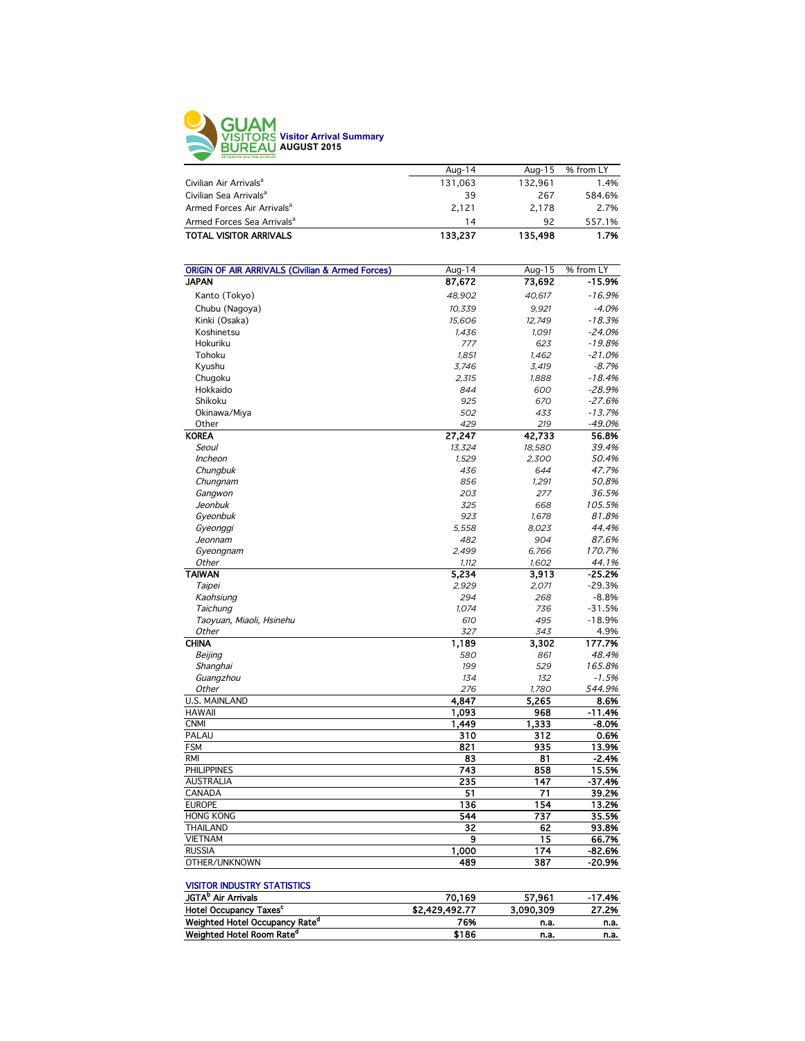# GUAM VISITORS BUREAU

**Visitor Arrival Summary**
**AUGUST 2015**

| | Aug-14 | Aug-15 | % from LY |
|---|---|---|---|
| Civilian Air Arrivals[a] | 131,063 | 132,961 | 1.4% |
| Civilian Sea Arrivals[a] | 39 | 267 | 584.6% |
| Armed Forces Air Arrivals[a] | 2,121 | 2,178 | 2.7% |
| Armed Forces Sea Arrivals[a] | 14 | 92 | 557.1% |
| **TOTAL VISITOR ARRIVALS** | **133,237** | **135,498** | **1.7%** |

| ORIGIN OF AIR ARRIVALS (Civilian & Armed Forces) | Aug-14 | Aug-15 | % from LY |
|---|---|---|---|
| **JAPAN** | **87,672** | **73,692** | **-15.9%** |
| Kanto (Tokyo) | *48,902* | *40,617* | *-16.9%* |
| Chubu (Nagoya) | *10,339* | *9,921* | *-4.0%* |
| Kinki (Osaka) | *15,606* | *12,749* | *-18.3%* |
| Koshinetsu | *1,436* | *1,091* | *-24.0%* |
| Hokuriku | *777* | *623* | *-19.8%* |
| Tohoku | *1,851* | *1,462* | *-21.0%* |
| Kyushu | *3,746* | *3,419* | *-8.7%* |
| Chugoku | *2,315* | *1,888* | *-18.4%* |
| Hokkaido | *844* | *600* | *-28.9%* |
| Shikoku | *925* | *670* | *-27.6%* |
| Okinawa/Miya | *502* | *433* | *-13.7%* |
| Other | *429* | *219* | *-49.0%* |
| **KOREA** | **27,247** | **42,733** | **56.8%** |
| *Seoul* | *13,324* | *18,580* | *39.4%* |
| *Incheon* | *1,529* | *2,300* | *50.4%* |
| *Chungbuk* | *436* | *644* | *47.7%* |
| *Chungnam* | *856* | *1,291* | *50.8%* |
| *Gangwon* | *203* | *277* | *36.5%* |
| *Jeonbuk* | *325* | *668* | *105.5%* |
| *Gyeonbuk* | *923* | *1,678* | *81.8%* |
| *Gyeonggi* | *5,558* | *8,023* | *44.4%* |
| *Jeonnam* | *482* | *904* | *87.6%* |
| *Gyeongnam* | *2,499* | *6,766* | *170.7%* |
| *Other* | *1,112* | *1,602* | *44.1%* |
| **TAIWAN** | **5,234** | **3,913** | **-25.2%** |
| *Taipei* | *2,929* | *2,071* | -29.3% |
| *Kaohsiung* | *294* | *268* | -8.8% |
| *Taichung* | *1,074* | *736* | -31.5% |
| *Taoyuan, Miaoli, Hsinehu* | *610* | *495* | -18.9% |
| *Other* | *327* | *343* | 4.9% |
| **CHINA** | **1,189** | **3,302** | **177.7%** |
| *Beijing* | *580* | *861* | *48.4%* |
| *Shanghai* | *199* | *529* | *165.8%* |
| *Guangzhou* | *134* | *132* | *-1.5%* |
| *Other* | *276* | *1,780* | *544.9%* |
| U.S. MAINLAND | **4,847** | **5,265** | **8.6%** |
| HAWAII | **1,093** | **968** | **-11.4%** |
| CNMI | **1,449** | **1,333** | **-8.0%** |
| PALAU | **310** | **312** | **0.6%** |
| FSM | **821** | **935** | **13.9%** |
| RMI | **83** | **81** | **-2.4%** |
| PHILIPPINES | **743** | **858** | **15.5%** |
| AUSTRALIA | **235** | **147** | **-37.4%** |
| CANADA | **51** | **71** | **39.2%** |
| EUROPE | **136** | **154** | **13.2%** |
| HONG KONG | **544** | **737** | **35.5%** |
| THAILAND | **32** | **62** | **93.8%** |
| VIETNAM | **9** | **15** | **66.7%** |
| RUSSIA | **1,000** | **174** | **-82.6%** |
| OTHER/UNKNOWN | **489** | **387** | **-20.9%** |

| VISITOR INDUSTRY STATISTICS | | | |
|---|---|---|---|
| **JGTA[b] Air Arrivals** | **70,169** | **57,961** | **-17.4%** |
| **Hotel Occupancy Taxes[c]** | **$2,429,492.77** | **3,090,309** | **27.2%** |
| **Weighted Hotel Occupancy Rate[d]** | **76%** | **n.a.** | **n.a.** |
| **Weighted Hotel Room Rate[d]** | **$186** | **n.a.** | **n.a.** |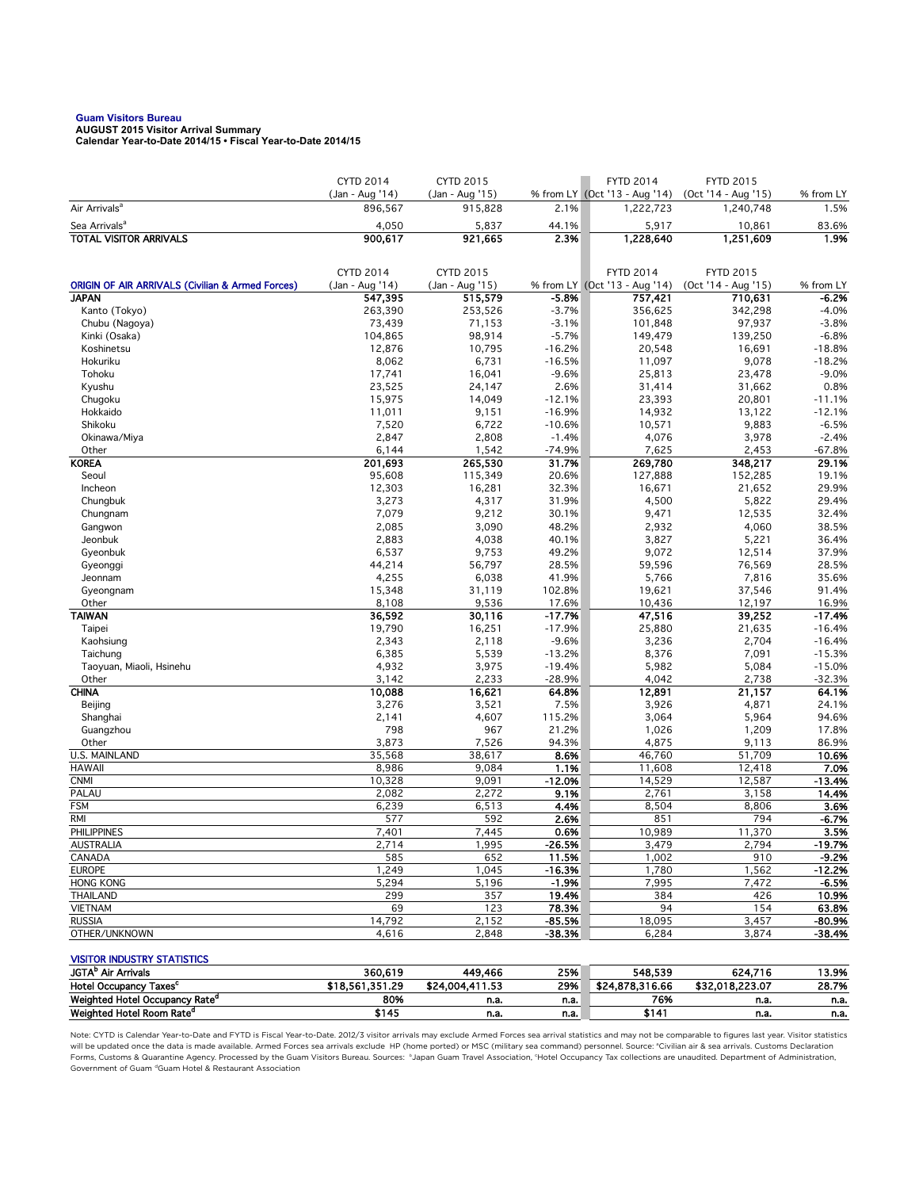**Guam Visitors Bureau**
**AUGUST 2015 Visitor Arrival Summary**
**Calendar Year-to-Date 2014/15 • Fiscal Year-to-Date 2014/15**

| | CYTD 2014 (Jan - Aug '14) | CYTD 2015 (Jan - Aug '15) | % from LY | FYTD 2014 (Oct '13 - Aug '14) | FYTD 2015 (Oct '14 - Aug '15) | % from LY |
|---|---|---|---|---|---|---|
| Air Arrivals[a] | 896,567 | 915,828 | 2.1% | 1,222,723 | 1,240,748 | 1.5% |
| Sea Arrivals[a] | 4,050 | 5,837 | 44.1% | 5,917 | 10,861 | 83.6% |
| **TOTAL VISITOR ARRIVALS** | **900,617** | **921,665** | **2.3%** | **1,228,640** | **1,251,609** | **1.9%** |

| ORIGIN OF AIR ARRIVALS (Civilian & Armed Forces) | CYTD 2014 (Jan - Aug '14) | CYTD 2015 (Jan - Aug '15) | % from LY | FYTD 2014 (Oct '13 - Aug '14) | FYTD 2015 (Oct '14 - Aug '15) | % from LY |
|---|---|---|---|---|---|---|
| **JAPAN** | **547,395** | **515,579** | **-5.8%** | **757,421** | **710,631** | **-6.2%** |
| Kanto (Tokyo) | 263,390 | 253,526 | -3.7% | 356,625 | 342,298 | -4.0% |
| Chubu (Nagoya) | 73,439 | 71,153 | -3.1% | 101,848 | 97,937 | -3.8% |
| Kinki (Osaka) | 104,865 | 98,914 | -5.7% | 149,479 | 139,250 | -6.8% |
| Koshinetsu | 12,876 | 10,795 | -16.2% | 20,548 | 16,691 | -18.8% |
| Hokuriku | 8,062 | 6,731 | -16.5% | 11,097 | 9,078 | -18.2% |
| Tohoku | 17,741 | 16,041 | -9.6% | 25,813 | 23,478 | -9.0% |
| Kyushu | 23,525 | 24,147 | 2.6% | 31,414 | 31,662 | 0.8% |
| Chugoku | 15,975 | 14,049 | -12.1% | 23,393 | 20,801 | -11.1% |
| Hokkaido | 11,011 | 9,151 | -16.9% | 14,932 | 13,122 | -12.1% |
| Shikoku | 7,520 | 6,722 | -10.6% | 10,571 | 9,883 | -6.5% |
| Okinawa/Miya | 2,847 | 2,808 | -1.4% | 4,076 | 3,978 | -2.4% |
| Other | 6,144 | 1,542 | -74.9% | 7,625 | 2,453 | -67.8% |
| **KOREA** | **201,693** | **265,530** | **31.7%** | **269,780** | **348,217** | **29.1%** |
| Seoul | 95,608 | 115,349 | 20.6% | 127,888 | 152,285 | 19.1% |
| Incheon | 12,303 | 16,281 | 32.3% | 16,671 | 21,652 | 29.9% |
| Chungbuk | 3,273 | 4,317 | 31.9% | 4,500 | 5,822 | 29.4% |
| Chungnam | 7,079 | 9,212 | 30.1% | 9,471 | 12,535 | 32.4% |
| Gangwon | 2,085 | 3,090 | 48.2% | 2,932 | 4,060 | 38.5% |
| Jeonbuk | 2,883 | 4,038 | 40.1% | 3,827 | 5,221 | 36.4% |
| Gyeonbuk | 6,537 | 9,753 | 49.2% | 9,072 | 12,514 | 37.9% |
| Gyeonggi | 44,214 | 56,797 | 28.5% | 59,596 | 76,569 | 28.5% |
| Jeonnam | 4,255 | 6,038 | 41.9% | 5,766 | 7,816 | 35.6% |
| Gyeongnam | 15,348 | 31,119 | 102.8% | 19,621 | 37,546 | 91.4% |
| Other | 8,108 | 9,536 | 17.6% | 10,436 | 12,197 | 16.9% |
| **TAIWAN** | **36,592** | **30,116** | **-17.7%** | **47,516** | **39,252** | **-17.4%** |
| Taipei | 19,790 | 16,251 | -17.9% | 25,880 | 21,635 | -16.4% |
| Kaohsiung | 2,343 | 2,118 | -9.6% | 3,236 | 2,704 | -16.4% |
| Taichung | 6,385 | 5,539 | -13.2% | 8,376 | 7,091 | -15.3% |
| Taoyuan, Miaoli, Hsinehu | 4,932 | 3,975 | -19.4% | 5,982 | 5,084 | -15.0% |
| Other | 3,142 | 2,233 | -28.9% | 4,042 | 2,738 | -32.3% |
| **CHINA** | **10,088** | **16,621** | **64.8%** | **12,891** | **21,157** | **64.1%** |
| Beijing | 3,276 | 3,521 | 7.5% | 3,926 | 4,871 | 24.1% |
| Shanghai | 2,141 | 4,607 | 115.2% | 3,064 | 5,964 | 94.6% |
| Guangzhou | 798 | 967 | 21.2% | 1,026 | 1,209 | 17.8% |
| Other | 3,873 | 7,526 | 94.3% | 4,875 | 9,113 | 86.9% |
| U.S. MAINLAND | 35,568 | 38,617 | **8.6%** | 46,760 | 51,709 | **10.6%** |
| HAWAII | 8,986 | 9,084 | **1.1%** | 11,608 | 12,418 | **7.0%** |
| CNMI | 10,328 | 9,091 | **-12.0%** | 14,529 | 12,587 | **-13.4%** |
| PALAU | 2,082 | 2,272 | **9.1%** | 2,761 | 3,158 | **14.4%** |
| FSM | 6,239 | 6,513 | **4.4%** | 8,504 | 8,806 | **3.6%** |
| RMI | 577 | 592 | **2.6%** | 851 | 794 | **-6.7%** |
| PHILIPPINES | 7,401 | 7,445 | **0.6%** | 10,989 | 11,370 | **3.5%** |
| AUSTRALIA | 2,714 | 1,995 | **-26.5%** | 3,479 | 2,794 | **-19.7%** |
| CANADA | 585 | 652 | **11.5%** | 1,002 | 910 | **-9.2%** |
| EUROPE | 1,249 | 1,045 | **-16.3%** | 1,780 | 1,562 | **-12.2%** |
| HONG KONG | 5,294 | 5,196 | **-1.9%** | 7,995 | 7,472 | **-6.5%** |
| THAILAND | 299 | 357 | **19.4%** | 384 | 426 | **10.9%** |
| VIETNAM | 69 | 123 | **78.3%** | 94 | 154 | **63.8%** |
| RUSSIA | 14,792 | 2,152 | **-85.5%** | 18,095 | 3,457 | **-80.9%** |
| OTHER/UNKNOWN | 4,616 | 2,848 | **-38.3%** | 6,284 | 3,874 | **-38.4%** |

| VISITOR INDUSTRY STATISTICS | | | | | | |
|---|---|---|---|---|---|---|
| **JGTA[b] Air Arrivals** | **360,619** | **449,466** | **25%** | **548,539** | **624,716** | **13.9%** |
| **Hotel Occupancy Taxes[c]** | **$18,561,351.29** | **$24,004,411.53** | **29%** | **$24,878,316.66** | **$32,018,223.07** | **28.7%** |
| **Weighted Hotel Occupancy Rate[d]** | **80%** | **n.a.** | **n.a.** | **76%** | **n.a.** | **n.a.** |
| **Weighted Hotel Room Rate[d]** | **$145** | **n.a.** | **n.a.** | **$141** | **n.a.** | **n.a.** |

Note: CYTD is Calendar Year-to-Date and FYTD is Fiscal Year-to-Date. 2012/3 visitor arrivals may exclude Armed Forces sea arrival statistics and may not be comparable to figures last year. Visitor statistics will be updated once the data is made available. Armed Forces sea arrivals exclude HP (home ported) or MSC (military sea command) personnel. Source: [a]Civilian air & sea arrivals. Customs Declaration Forms, Customs & Quarantine Agency. Processed by the Guam Visitors Bureau. Sources: [b]Japan Guam Travel Association, [c]Hotel Occupancy Tax collections are unaudited. Department of Administration, Government of Guam [d]Guam Hotel & Restaurant Association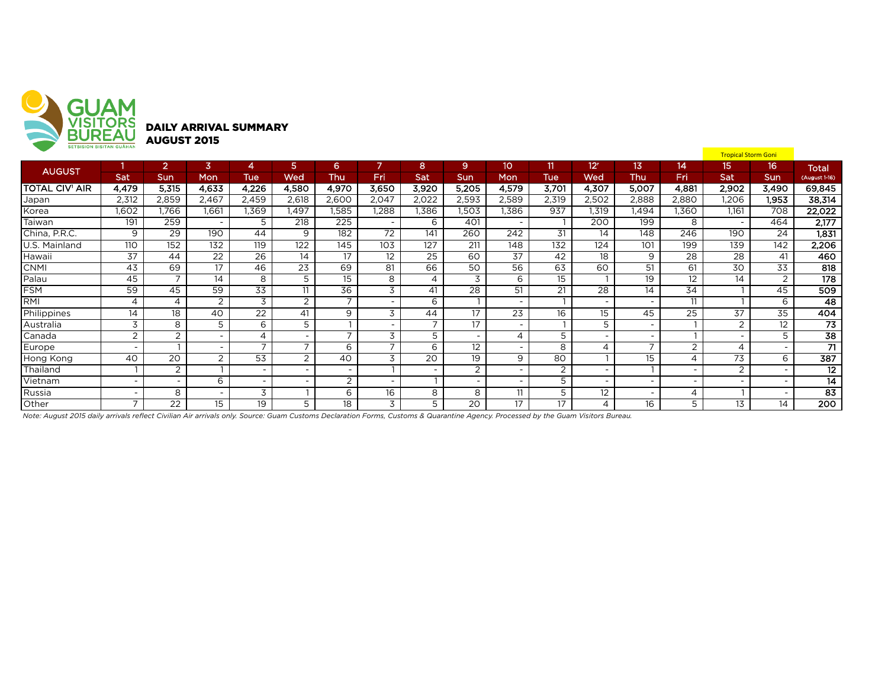GUAM VISITORS BUREAU
SETBISION BISITAN GUÅHAN

# DAILY ARRIVAL SUMMARY
## AUGUST 2015

| AUGUST | 1 | 2 | 3 | 4 | 5 | 6 | 7 | 8 | 9 | 10 | 11 | 12r | 13 | 14 | 15 Tropical Storm Goni | 16 | Total |
|---|---|---|---|---|---|---|---|---|---|---|---|---|---|---|---|---|---|
| | Sat | Sun | Mon | Tue | Wed | Thu | Fri | Sat | Sun | Mon | Tue | Wed | Thu | Fri | Sat | Sun | (August 1-16) |
| **TOTAL CIV' AIR** | **4,479** | **5,315** | **4,633** | **4,226** | **4,580** | **4,970** | **3,650** | **3,920** | **5,205** | **4,579** | **3,701** | **4,307** | **5,007** | **4,881** | **2,902** | **3,490** | **69,845** |
| Japan | 2,312 | 2,859 | 2,467 | 2,459 | 2,618 | 2,600 | 2,047 | 2,022 | 2,593 | 2,589 | 2,319 | 2,502 | 2,888 | 2,880 | 1,206 | 1,953 | **38,314** |
| Korea | 1,602 | 1,766 | 1,661 | 1,369 | 1,497 | 1,585 | 1,288 | 1,386 | 1,503 | 1,386 | 937 | 1,319 | 1,494 | 1,360 | 1,161 | 708 | **22,022** |
| Taiwan | 191 | 259 | - | 5 | 218 | 225 | - | 6 | 401 | - | 1 | 200 | 199 | 8 | - | 464 | **2,177** |
| China, P.R.C. | 9 | 29 | 190 | 44 | 9 | 182 | 72 | 141 | 260 | 242 | 31 | 14 | 148 | 246 | 190 | 24 | **1,831** |
| U.S. Mainland | 110 | 152 | 132 | 119 | 122 | 145 | 103 | 127 | 211 | 148 | 132 | 124 | 101 | 199 | 139 | 142 | **2,206** |
| Hawaii | 37 | 44 | 22 | 26 | 14 | 17 | 12 | 25 | 60 | 37 | 42 | 18 | 9 | 28 | 28 | 41 | **460** |
| CNMI | 43 | 69 | 17 | 46 | 23 | 69 | 81 | 66 | 50 | 56 | 63 | 60 | 51 | 61 | 30 | 33 | **818** |
| Palau | 45 | 7 | 14 | 8 | 5 | 15 | 8 | 4 | 3 | 6 | 15 | 1 | 19 | 12 | 14 | 2 | **178** |
| FSM | 59 | 45 | 59 | 33 | 11 | 36 | 3 | 41 | 28 | 51 | 21 | 28 | 14 | 34 | 1 | 45 | **509** |
| RMI | 4 | 4 | 2 | 3 | 2 | 7 | - | 6 | 1 | - | 1 | - | - | 11 | 1 | 6 | **48** |
| Philippines | 14 | 18 | 40 | 22 | 41 | 9 | 3 | 44 | 17 | 23 | 16 | 15 | 45 | 25 | 37 | 35 | **404** |
| Australia | 3 | 8 | 5 | 6 | 5 | 1 | - | 7 | 17 | - | 1 | 5 | - | 1 | 2 | 12 | **73** |
| Canada | 2 | 2 | - | 4 | - | 7 | 3 | 5 | - | 4 | 5 | - | - | 1 | - | 5 | **38** |
| Europe | - | 1 | - | 7 | 7 | 6 | 7 | 6 | 12 | - | 8 | 4 | 7 | 2 | 4 | - | **71** |
| Hong Kong | 40 | 20 | 2 | 53 | 2 | 40 | 3 | 20 | 19 | 9 | 80 | 1 | 15 | 4 | 73 | 6 | **387** |
| Thailand | 1 | 2 | 1 | - | - | - | 1 | - | 2 | - | 2 | - | 1 | - | 2 | - | **12** |
| Vietnam | - | - | 6 | - | - | 2 | - | 1 | - | - | 5 | - | - | - | - | - | **14** |
| Russia | - | 8 | - | 3 | 1 | 6 | 16 | 8 | 8 | 11 | 5 | 12 | - | 4 | 1 | - | **83** |
| Other | 7 | 22 | 15 | 19 | 5 | 18 | 3 | 5 | 20 | 17 | 17 | 4 | 16 | 5 | 13 | 14 | **200** |

*Note: August 2015 daily arrivals reflect Civilian Air arrivals only. Source: Guam Customs Declaration Forms, Customs & Quarantine Agency. Processed by the Guam Visitors Bureau.*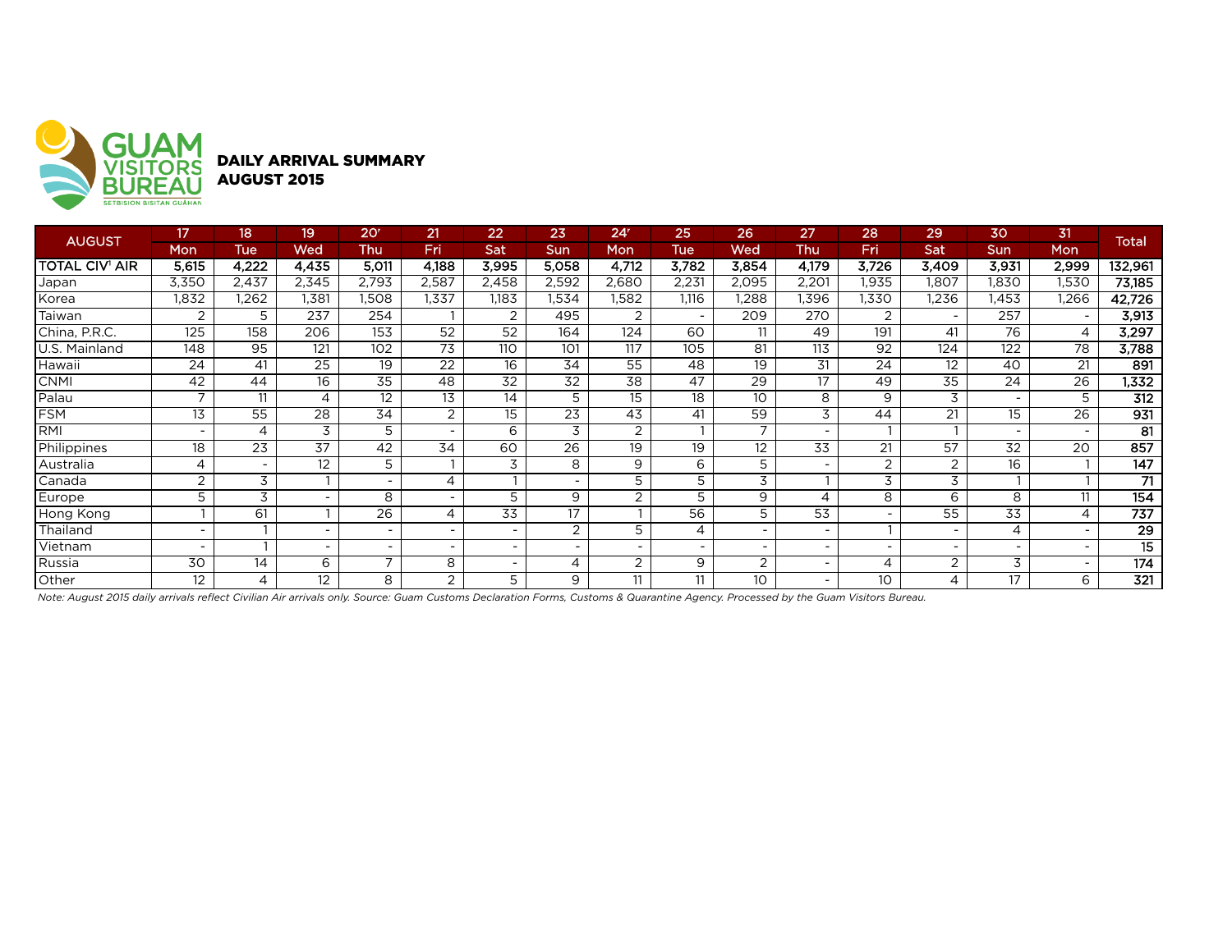GUAM VISITORS BUREAU
SETBISION BISITAN GUÅHAN

## DAILY ARRIVAL SUMMARY
## AUGUST 2015

| AUGUST | 17 | 18 | 19 | 20[r] | 21 | 22 | 23 | 24[r] | 25 | 26 | 27 | 28 | 29 | 30 | 31 | Total |
|---|---|---|---|---|---|---|---|---|---|---|---|---|---|---|---|---|
| | Mon | Tue | Wed | Thu | Fri | Sat | Sun | Mon | Tue | Wed | Thu | Fri | Sat | Sun | Mon | |
| **TOTAL CIV[1] AIR** | **5,615** | **4,222** | **4,435** | **5,011** | **4,188** | **3,995** | **5,058** | **4,712** | **3,782** | **3,854** | **4,179** | **3,726** | **3,409** | **3,931** | **2,999** | **132,961** |
| Japan | 3,350 | 2,437 | 2,345 | 2,793 | 2,587 | 2,458 | 2,592 | 2,680 | 2,231 | 2,095 | 2,201 | 1,935 | 1,807 | 1,830 | 1,530 | **73,185** |
| Korea | 1,832 | 1,262 | 1,381 | 1,508 | 1,337 | 1,183 | 1,534 | 1,582 | 1,116 | 1,288 | 1,396 | 1,330 | 1,236 | 1,453 | 1,266 | **42,726** |
| Taiwan | 2 | 5 | 237 | 254 | 1 | 2 | 495 | 2 | - | 209 | 270 | 2 | - | 257 | - | **3,913** |
| China, P.R.C. | 125 | 158 | 206 | 153 | 52 | 52 | 164 | 124 | 60 | 11 | 49 | 191 | 41 | 76 | 4 | **3,297** |
| U.S. Mainland | 148 | 95 | 121 | 102 | 73 | 110 | 101 | 117 | 105 | 81 | 113 | 92 | 124 | 122 | 78 | **3,788** |
| Hawaii | 24 | 41 | 25 | 19 | 22 | 16 | 34 | 55 | 48 | 19 | 31 | 24 | 12 | 40 | 21 | **891** |
| CNMI | 42 | 44 | 16 | 35 | 48 | 32 | 32 | 38 | 47 | 29 | 17 | 49 | 35 | 24 | 26 | **1,332** |
| Palau | 7 | 11 | 4 | 12 | 13 | 14 | 5 | 15 | 18 | 10 | 8 | 9 | 3 | - | 5 | **312** |
| FSM | 13 | 55 | 28 | 34 | 2 | 15 | 23 | 43 | 41 | 59 | 3 | 44 | 21 | 15 | 26 | **931** |
| RMI | - | 4 | 3 | 5 | - | 6 | 3 | 2 | 1 | 7 | - | 1 | 1 | - | - | **81** |
| Philippines | 18 | 23 | 37 | 42 | 34 | 60 | 26 | 19 | 19 | 12 | 33 | 21 | 57 | 32 | 20 | **857** |
| Australia | 4 | - | 12 | 5 | 1 | 3 | 8 | 9 | 6 | 5 | - | 2 | 2 | 16 | 1 | **147** |
| Canada | 2 | 3 | 1 | - | 4 | 1 | - | 5 | 5 | 3 | 1 | 3 | 3 | 1 | 1 | **71** |
| Europe | 5 | 3 | - | 8 | - | 5 | 9 | 2 | 5 | 9 | 4 | 8 | 6 | 8 | 11 | **154** |
| Hong Kong | 1 | 61 | 1 | 26 | 4 | 33 | 17 | 1 | 56 | 5 | 53 | - | 55 | 33 | 4 | **737** |
| Thailand | - | 1 | - | - | - | - | 2 | 5 | 4 | - | - | 1 | - | 4 | - | **29** |
| Vietnam | - | 1 | - | - | - | - | - | - | - | - | - | - | - | - | - | **15** |
| Russia | 30 | 14 | 6 | 7 | 8 | - | 4 | 2 | 9 | 2 | - | 4 | 2 | 3 | - | **174** |
| Other | 12 | 4 | 12 | 8 | 2 | 5 | 9 | 11 | 11 | 10 | - | 10 | 4 | 17 | 6 | **321** |

*Note: August 2015 daily arrivals reflect Civilian Air arrivals only. Source: Guam Customs Declaration Forms, Customs & Quarantine Agency. Processed by the Guam Visitors Bureau.*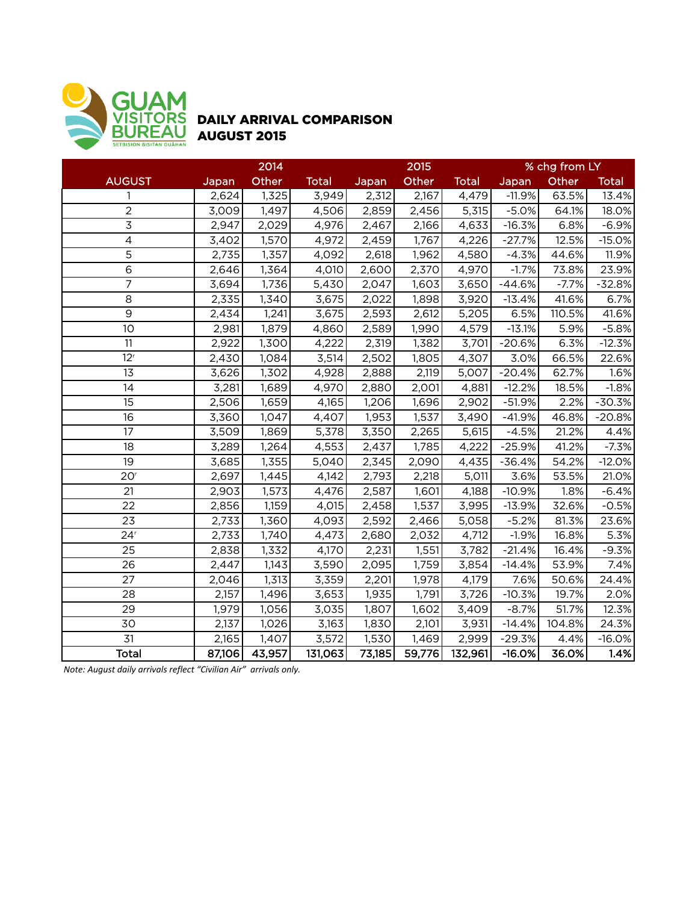GUAM VISITORS BUREAU
SETBISION BISITAN GUÅHAN

# DAILY ARRIVAL COMPARISON
# AUGUST 2015

| AUGUST | 2014 | | | 2015 | | | % chg from LY | | |
|---|---|---|---|---|---|---|---|---|---|
| | Japan | Other | Total | Japan | Other | Total | Japan | Other | Total |
| 1 | 2,624 | 1,325 | 3,949 | 2,312 | 2,167 | 4,479 | -11.9% | 63.5% | 13.4% |
| 2 | 3,009 | 1,497 | 4,506 | 2,859 | 2,456 | 5,315 | -5.0% | 64.1% | 18.0% |
| 3 | 2,947 | 2,029 | 4,976 | 2,467 | 2,166 | 4,633 | -16.3% | 6.8% | -6.9% |
| 4 | 3,402 | 1,570 | 4,972 | 2,459 | 1,767 | 4,226 | -27.7% | 12.5% | -15.0% |
| 5 | 2,735 | 1,357 | 4,092 | 2,618 | 1,962 | 4,580 | -4.3% | 44.6% | 11.9% |
| 6 | 2,646 | 1,364 | 4,010 | 2,600 | 2,370 | 4,970 | -1.7% | 73.8% | 23.9% |
| 7 | 3,694 | 1,736 | 5,430 | 2,047 | 1,603 | 3,650 | -44.6% | -7.7% | -32.8% |
| 8 | 2,335 | 1,340 | 3,675 | 2,022 | 1,898 | 3,920 | -13.4% | 41.6% | 6.7% |
| 9 | 2,434 | 1,241 | 3,675 | 2,593 | 2,612 | 5,205 | 6.5% | 110.5% | 41.6% |
| 10 | 2,981 | 1,879 | 4,860 | 2,589 | 1,990 | 4,579 | -13.1% | 5.9% | -5.8% |
| 11 | 2,922 | 1,300 | 4,222 | 2,319 | 1,382 | 3,701 | -20.6% | 6.3% | -12.3% |
| 12[r] | 2,430 | 1,084 | 3,514 | 2,502 | 1,805 | 4,307 | 3.0% | 66.5% | 22.6% |
| 13 | 3,626 | 1,302 | 4,928 | 2,888 | 2,119 | 5,007 | -20.4% | 62.7% | 1.6% |
| 14 | 3,281 | 1,689 | 4,970 | 2,880 | 2,001 | 4,881 | -12.2% | 18.5% | -1.8% |
| 15 | 2,506 | 1,659 | 4,165 | 1,206 | 1,696 | 2,902 | -51.9% | 2.2% | -30.3% |
| 16 | 3,360 | 1,047 | 4,407 | 1,953 | 1,537 | 3,490 | -41.9% | 46.8% | -20.8% |
| 17 | 3,509 | 1,869 | 5,378 | 3,350 | 2,265 | 5,615 | -4.5% | 21.2% | 4.4% |
| 18 | 3,289 | 1,264 | 4,553 | 2,437 | 1,785 | 4,222 | -25.9% | 41.2% | -7.3% |
| 19 | 3,685 | 1,355 | 5,040 | 2,345 | 2,090 | 4,435 | -36.4% | 54.2% | -12.0% |
| 20[r] | 2,697 | 1,445 | 4,142 | 2,793 | 2,218 | 5,011 | 3.6% | 53.5% | 21.0% |
| 21 | 2,903 | 1,573 | 4,476 | 2,587 | 1,601 | 4,188 | -10.9% | 1.8% | -6.4% |
| 22 | 2,856 | 1,159 | 4,015 | 2,458 | 1,537 | 3,995 | -13.9% | 32.6% | -0.5% |
| 23 | 2,733 | 1,360 | 4,093 | 2,592 | 2,466 | 5,058 | -5.2% | 81.3% | 23.6% |
| 24[r] | 2,733 | 1,740 | 4,473 | 2,680 | 2,032 | 4,712 | -1.9% | 16.8% | 5.3% |
| 25 | 2,838 | 1,332 | 4,170 | 2,231 | 1,551 | 3,782 | -21.4% | 16.4% | -9.3% |
| 26 | 2,447 | 1,143 | 3,590 | 2,095 | 1,759 | 3,854 | -14.4% | 53.9% | 7.4% |
| 27 | 2,046 | 1,313 | 3,359 | 2,201 | 1,978 | 4,179 | 7.6% | 50.6% | 24.4% |
| 28 | 2,157 | 1,496 | 3,653 | 1,935 | 1,791 | 3,726 | -10.3% | 19.7% | 2.0% |
| 29 | 1,979 | 1,056 | 3,035 | 1,807 | 1,602 | 3,409 | -8.7% | 51.7% | 12.3% |
| 30 | 2,137 | 1,026 | 3,163 | 1,830 | 2,101 | 3,931 | -14.4% | 104.8% | 24.3% |
| 31 | 2,165 | 1,407 | 3,572 | 1,530 | 1,469 | 2,999 | -29.3% | 4.4% | -16.0% |
| **Total** | **87,106** | **43,957** | **131,063** | **73,185** | **59,776** | **132,961** | **-16.0%** | **36.0%** | **1.4%** |

*Note: August daily arrivals reflect "Civilian Air" arrivals only.*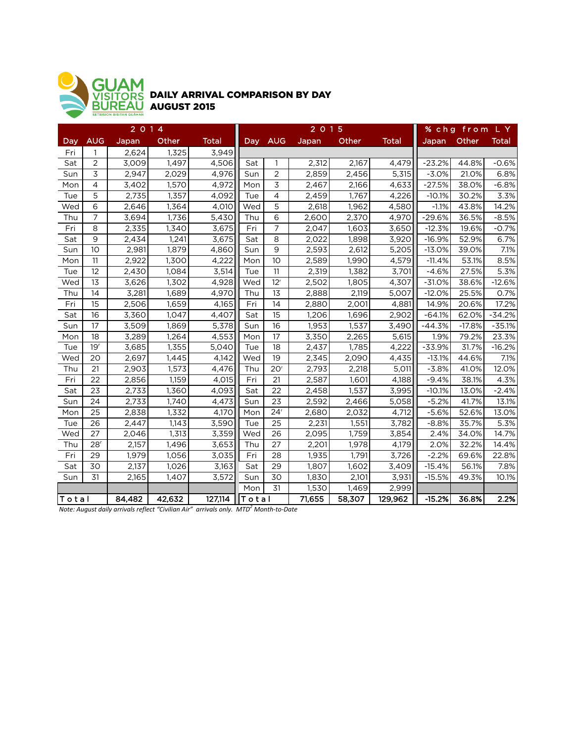# DAILY ARRIVAL COMPARISON BY DAY
## AUGUST 2015

| 2014 | | | | | 2015 | | | | | % chg from LY | | |
|---|---|---|---|---|---|---|---|---|---|---|---|---|
| Day | AUG | Japan | Other | Total | Day | AUG | Japan | Other | Total | Japan | Other | Total |
| Fri | 1 | 2,624 | 1,325 | 3,949 | | | | | | | | |
| Sat | 2 | 3,009 | 1,497 | 4,506 | Sat | 1 | 2,312 | 2,167 | 4,479 | -23.2% | 44.8% | -0.6% |
| Sun | 3 | 2,947 | 2,029 | 4,976 | Sun | 2 | 2,859 | 2,456 | 5,315 | -3.0% | 21.0% | 6.8% |
| Mon | 4 | 3,402 | 1,570 | 4,972 | Mon | 3 | 2,467 | 2,166 | 4,633 | -27.5% | 38.0% | -6.8% |
| Tue | 5 | 2,735 | 1,357 | 4,092 | Tue | 4 | 2,459 | 1,767 | 4,226 | -10.1% | 30.2% | 3.3% |
| Wed | 6 | 2,646 | 1,364 | 4,010 | Wed | 5 | 2,618 | 1,962 | 4,580 | -1.1% | 43.8% | 14.2% |
| Thu | 7 | 3,694 | 1,736 | 5,430 | Thu | 6 | 2,600 | 2,370 | 4,970 | -29.6% | 36.5% | -8.5% |
| Fri | 8 | 2,335 | 1,340 | 3,675 | Fri | 7 | 2,047 | 1,603 | 3,650 | -12.3% | 19.6% | -0.7% |
| Sat | 9 | 2,434 | 1,241 | 3,675 | Sat | 8 | 2,022 | 1,898 | 3,920 | -16.9% | 52.9% | 6.7% |
| Sun | 10 | 2,981 | 1,879 | 4,860 | Sun | 9 | 2,593 | 2,612 | 5,205 | -13.0% | 39.0% | 7.1% |
| Mon | 11 | 2,922 | 1,300 | 4,222 | Mon | 10 | 2,589 | 1,990 | 4,579 | -11.4% | 53.1% | 8.5% |
| Tue | 12 | 2,430 | 1,084 | 3,514 | Tue | 11 | 2,319 | 1,382 | 3,701 | -4.6% | 27.5% | 5.3% |
| Wed | 13 | 3,626 | 1,302 | 4,928 | Wed | 12r | 2,502 | 1,805 | 4,307 | -31.0% | 38.6% | -12.6% |
| Thu | 14 | 3,281 | 1,689 | 4,970 | Thu | 13 | 2,888 | 2,119 | 5,007 | -12.0% | 25.5% | 0.7% |
| Fri | 15 | 2,506 | 1,659 | 4,165 | Fri | 14 | 2,880 | 2,001 | 4,881 | 14.9% | 20.6% | 17.2% |
| Sat | 16 | 3,360 | 1,047 | 4,407 | Sat | 15 | 1,206 | 1,696 | 2,902 | -64.1% | 62.0% | -34.2% |
| Sun | 17 | 3,509 | 1,869 | 5,378 | Sun | 16 | 1,953 | 1,537 | 3,490 | -44.3% | -17.8% | -35.1% |
| Mon | 18 | 3,289 | 1,264 | 4,553 | Mon | 17 | 3,350 | 2,265 | 5,615 | 1.9% | 79.2% | 23.3% |
| Tue | 19r | 3,685 | 1,355 | 5,040 | Tue | 18 | 2,437 | 1,785 | 4,222 | -33.9% | 31.7% | -16.2% |
| Wed | 20 | 2,697 | 1,445 | 4,142 | Wed | 19 | 2,345 | 2,090 | 4,435 | -13.1% | 44.6% | 7.1% |
| Thu | 21 | 2,903 | 1,573 | 4,476 | Thu | 20r | 2,793 | 2,218 | 5,011 | -3.8% | 41.0% | 12.0% |
| Fri | 22 | 2,856 | 1,159 | 4,015 | Fri | 21 | 2,587 | 1,601 | 4,188 | -9.4% | 38.1% | 4.3% |
| Sat | 23 | 2,733 | 1,360 | 4,093 | Sat | 22 | 2,458 | 1,537 | 3,995 | -10.1% | 13.0% | -2.4% |
| Sun | 24 | 2,733 | 1,740 | 4,473 | Sun | 23 | 2,592 | 2,466 | 5,058 | -5.2% | 41.7% | 13.1% |
| Mon | 25 | 2,838 | 1,332 | 4,170 | Mon | 24r | 2,680 | 2,032 | 4,712 | -5.6% | 52.6% | 13.0% |
| Tue | 26 | 2,447 | 1,143 | 3,590 | Tue | 25 | 2,231 | 1,551 | 3,782 | -8.8% | 35.7% | 5.3% |
| Wed | 27 | 2,046 | 1,313 | 3,359 | Wed | 26 | 2,095 | 1,759 | 3,854 | 2.4% | 34.0% | 14.7% |
| Thu | 28r | 2,157 | 1,496 | 3,653 | Thu | 27 | 2,201 | 1,978 | 4,179 | 2.0% | 32.2% | 14.4% |
| Fri | 29 | 1,979 | 1,056 | 3,035 | Fri | 28 | 1,935 | 1,791 | 3,726 | -2.2% | 69.6% | 22.8% |
| Sat | 30 | 2,137 | 1,026 | 3,163 | Sat | 29 | 1,807 | 1,602 | 3,409 | -15.4% | 56.1% | 7.8% |
| Sun | 31 | 2,165 | 1,407 | 3,572 | Sun | 30 | 1,830 | 2,101 | 3,931 | -15.5% | 49.3% | 10.1% |
| | | | | | Mon | 31 | 1,530 | 1,469 | 2,999 | | | |
| Total | | 84,482 | 42,632 | 127,114 | Total | | 71,655 | 58,307 | 129,962 | -15.2% | 36.8% | 2.2% |

*Note: August daily arrivals reflect "Civilian Air" arrivals only. MTD[2] Month-to-Date*